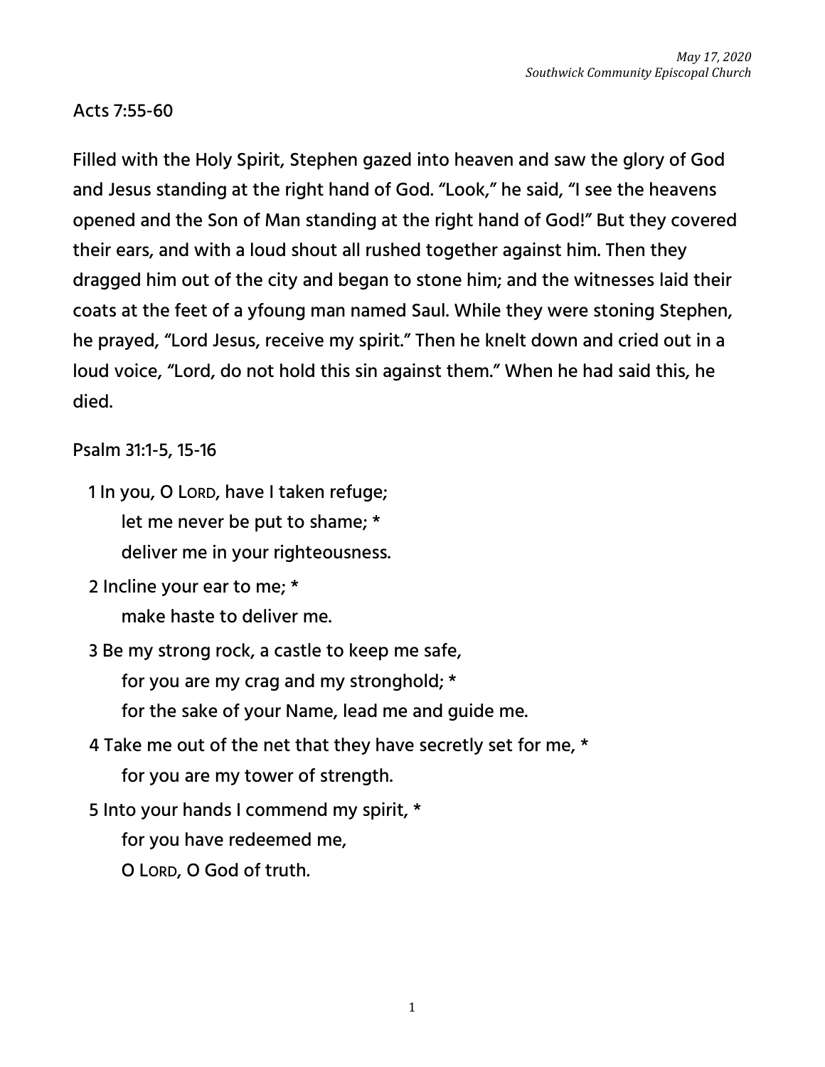Acts 7:55-60

Filled with the Holy Spirit, Stephen gazed into heaven and saw the glory of God and Jesus standing at the right hand of God. "Look," he said, "I see the heavens opened and the Son of Man standing at the right hand of God!" But they covered their ears, and with a loud shout all rushed together against him. Then they dragged him out of the city and began to stone him; and the witnesses laid their coats at the feet of a yfoung man named Saul. While they were stoning Stephen, he prayed, "Lord Jesus, receive my spirit." Then he knelt down and cried out in a loud voice, "Lord, do not hold this sin against them." When he had said this, he died.

Psalm 31:1-5, 15-16

1 In you, O Lord, have I taken refuge;
  let me never be put to shame; *
  deliver me in your righteousness.

2 Incline your ear to me; *
  make haste to deliver me.

3 Be my strong rock, a castle to keep me safe,
  for you are my crag and my stronghold; *
  for the sake of your Name, lead me and guide me.

4 Take me out of the net that they have secretly set for me, *
  for you are my tower of strength.

5 Into your hands I commend my spirit, *
  for you have redeemed me,
  O Lord, O God of truth.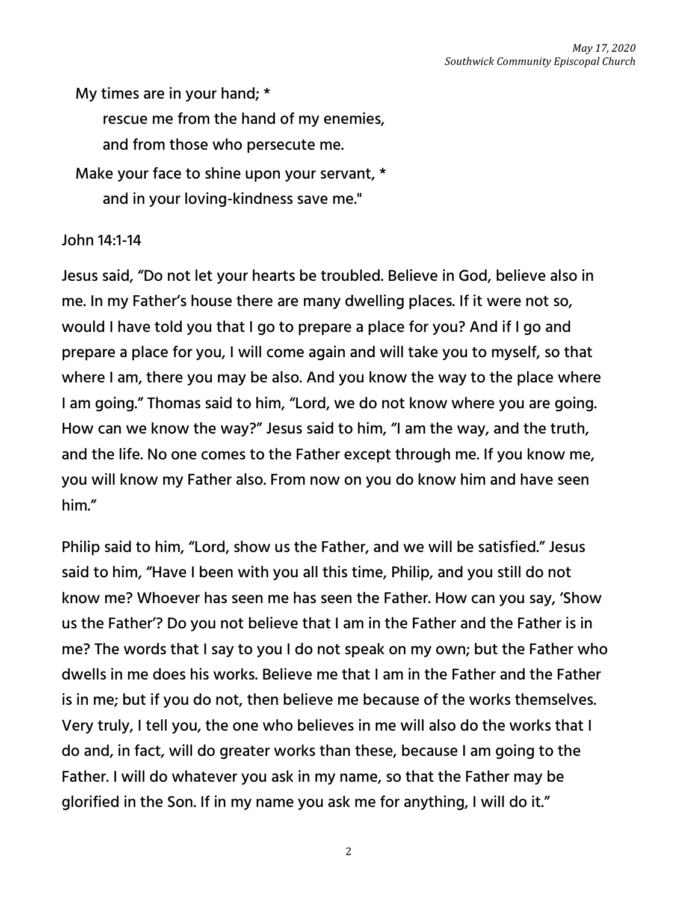My times are in your hand; *
    rescue me from the hand of my enemies,
    and from those who persecute me.
Make your face to shine upon your servant, *
    and in your loving-kindness save me."

John 14:1-14

Jesus said, "Do not let your hearts be troubled. Believe in God, believe also in me. In my Father's house there are many dwelling places. If it were not so, would I have told you that I go to prepare a place for you? And if I go and prepare a place for you, I will come again and will take you to myself, so that where I am, there you may be also. And you know the way to the place where I am going." Thomas said to him, "Lord, we do not know where you are going. How can we know the way?" Jesus said to him, "I am the way, and the truth, and the life. No one comes to the Father except through me. If you know me, you will know my Father also. From now on you do know him and have seen him."

Philip said to him, "Lord, show us the Father, and we will be satisfied." Jesus said to him, "Have I been with you all this time, Philip, and you still do not know me? Whoever has seen me has seen the Father. How can you say, 'Show us the Father'? Do you not believe that I am in the Father and the Father is in me? The words that I say to you I do not speak on my own; but the Father who dwells in me does his works. Believe me that I am in the Father and the Father is in me; but if you do not, then believe me because of the works themselves. Very truly, I tell you, the one who believes in me will also do the works that I do and, in fact, will do greater works than these, because I am going to the Father. I will do whatever you ask in my name, so that the Father may be glorified in the Son. If in my name you ask me for anything, I will do it."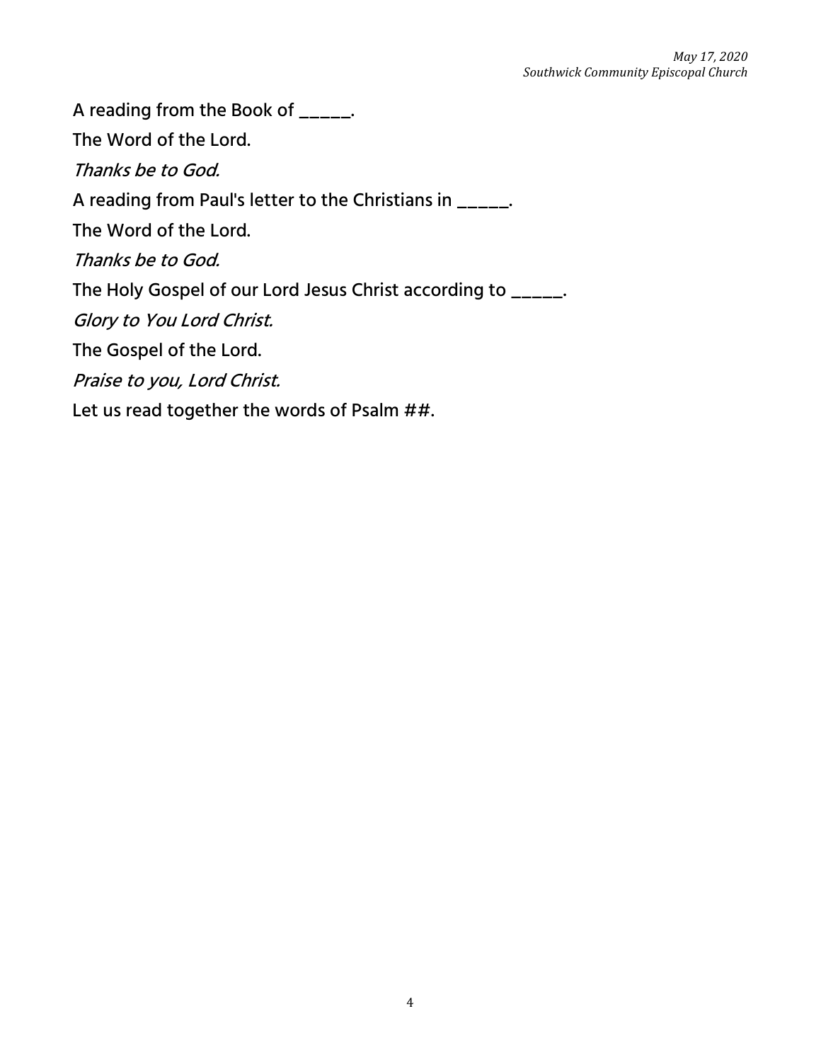A reading from the Book of _____.

The Word of the Lord.

*Thanks be to God.*

A reading from Paul's letter to the Christians in _____.

The Word of the Lord.

*Thanks be to God.*

The Holy Gospel of our Lord Jesus Christ according to _____.

*Glory to You Lord Christ.*

The Gospel of the Lord.

*Praise to you, Lord Christ.*

Let us read together the words of Psalm ##.